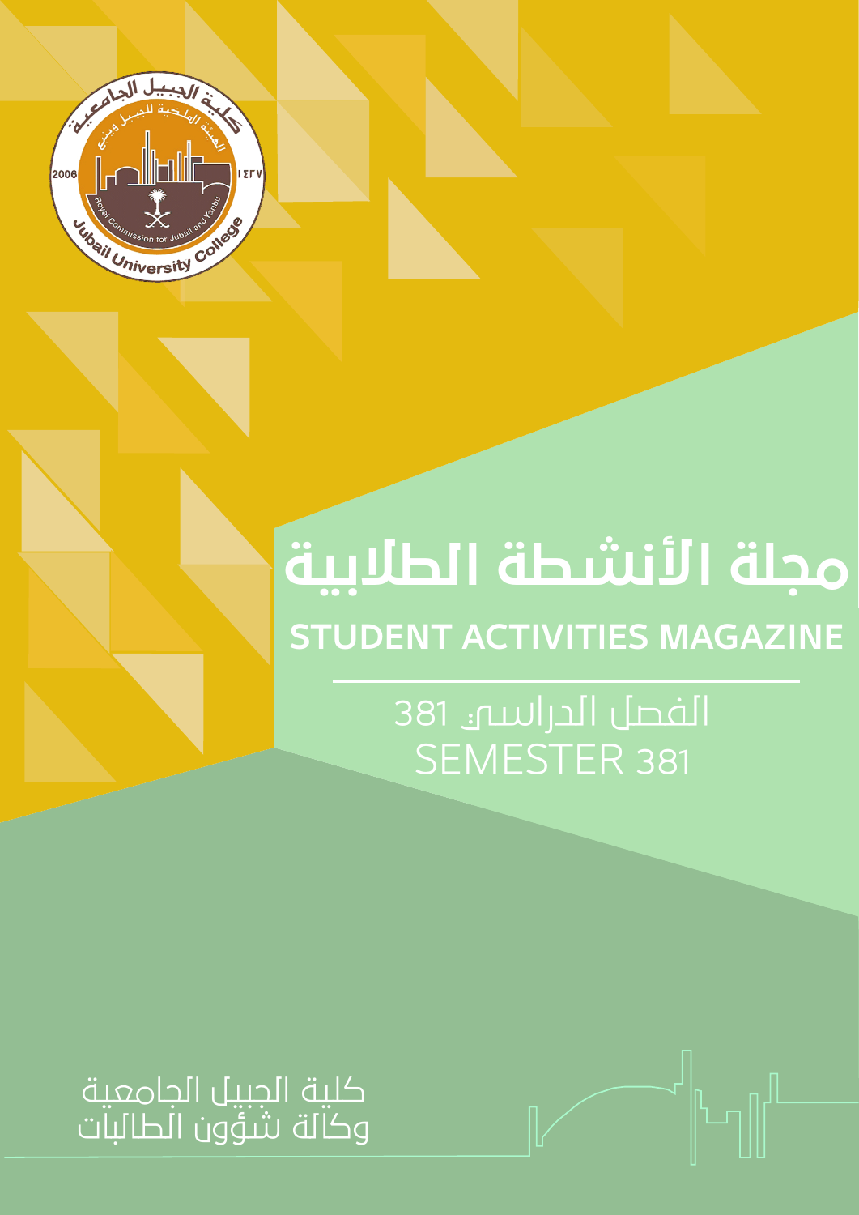# مجلة الأنشطة الطلابية

## STUDENT ACTIVITIES MAGAZINE

الفصل الدراسي 381

SEMESTER 381

كلية الجبيل الجامعية
وكالة شؤون الطالبات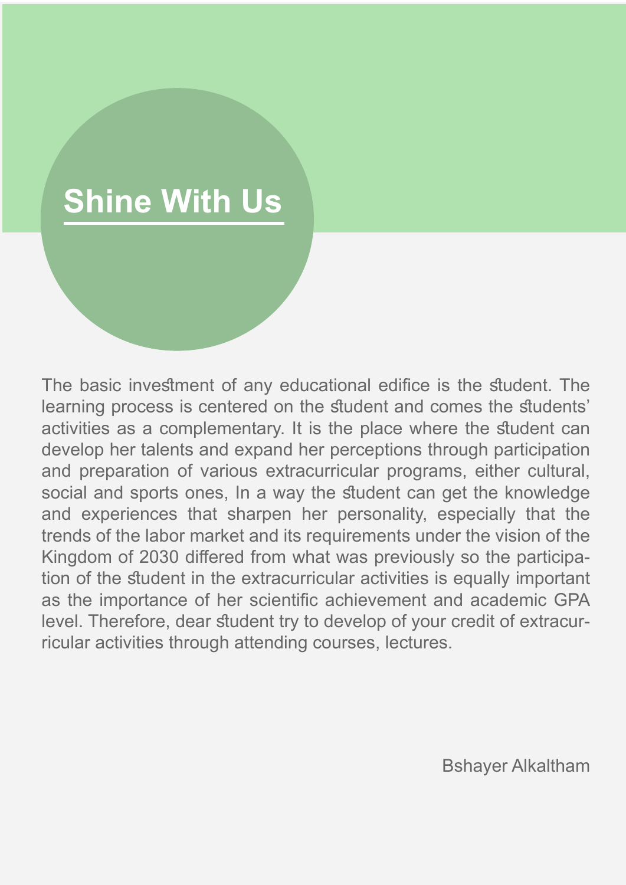# Shine With Us

The basic investment of any educational edifice is the student. The learning process is centered on the student and comes the students' activities as a complementary. It is the place where the student can develop her talents and expand her perceptions through participation and preparation of various extracurricular programs, either cultural, social and sports ones, In a way the student can get the knowledge and experiences that sharpen her personality, especially that the trends of the labor market and its requirements under the vision of the Kingdom of 2030 differed from what was previously so the participation of the student in the extracurricular activities is equally important as the importance of her scientific achievement and academic GPA level. Therefore, dear student try to develop of your credit of extracurricular activities through attending courses, lectures.

Bshayer Alkaltham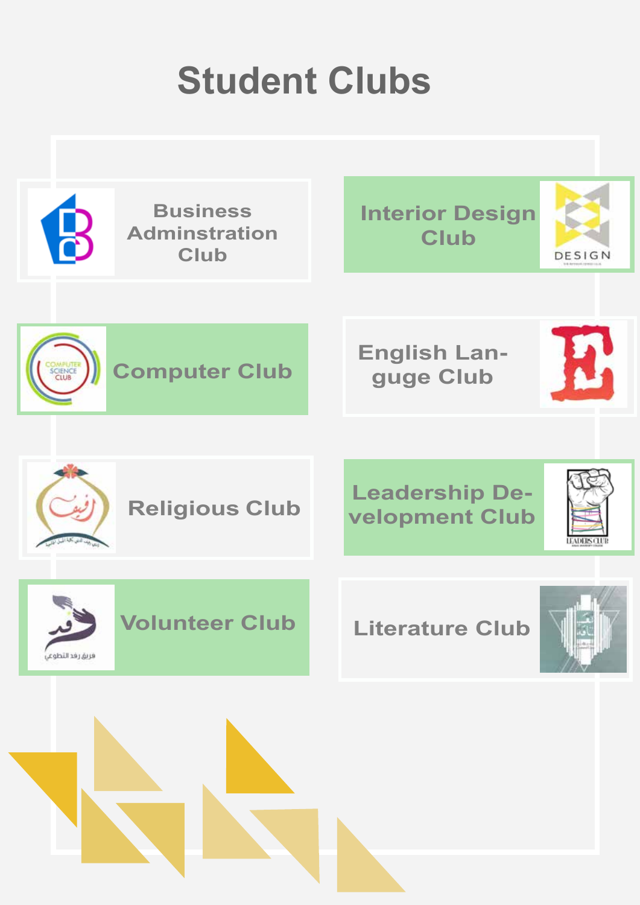# Student Clubs

- Business Adminstration Club
- Interior Design Club
- Computer Club
- English Language Club
- Religious Club
- Leadership Development Club
- Volunteer Club
- Literature Club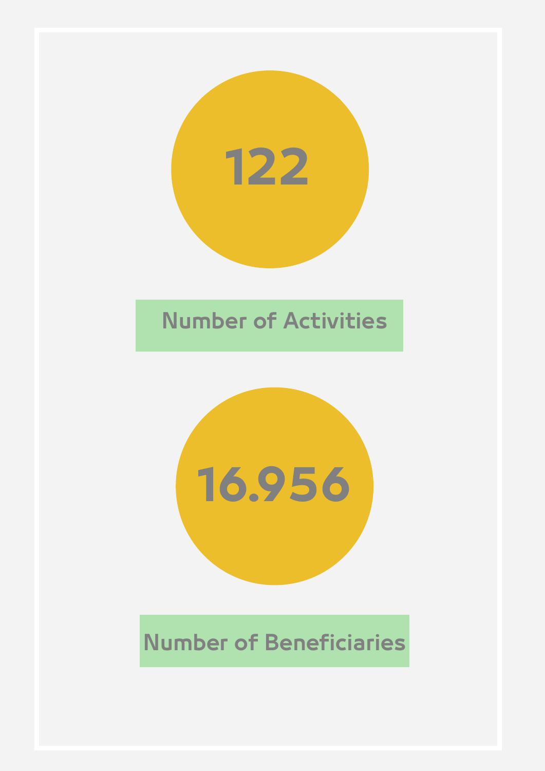**122**

Number of Activities

**16.956**

Number of Beneficiaries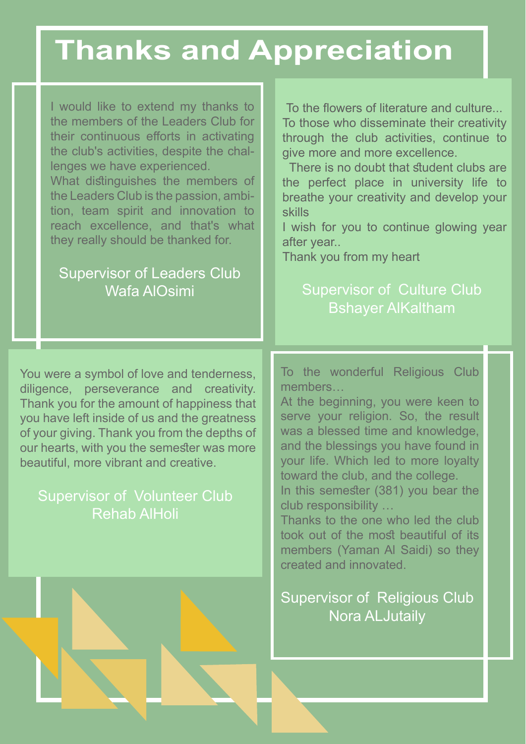# Thanks and Appreciation

I would like to extend my thanks to the members of the Leaders Club for their continuous efforts in activating the club's activities, despite the challenges we have experienced.
What distinguishes the members of the Leaders Club is the passion, ambition, team spirit and innovation to reach excellence, and that's what they really should be thanked for.

Supervisor of Leaders Club
Wafa AlOsimi

To the flowers of literature and culture...
To those who disseminate their creativity through the club activities, continue to give more and more excellence.
There is no doubt that student clubs are the perfect place in university life to breathe your creativity and develop your skills
I wish for you to continue glowing year after year..
Thank you from my heart

Supervisor of Culture Club
Bshayer AlKaltham

You were a symbol of love and tenderness, diligence, perseverance and creativity. Thank you for the amount of happiness that you have left inside of us and the greatness of your giving. Thank you from the depths of our hearts, with you the semester was more beautiful, more vibrant and creative.

Supervisor of Volunteer Club
Rehab AlHoli

To the wonderful Religious Club members…
At the beginning, you were keen to serve your religion. So, the result was a blessed time and knowledge, and the blessings you have found in your life. Which led to more loyalty toward the club, and the college.
In this semester (381) you bear the club responsibility …
Thanks to the one who led the club took out of the most beautiful of its members (Yaman Al Saidi) so they created and innovated.

Supervisor of Religious Club
Nora ALJutaily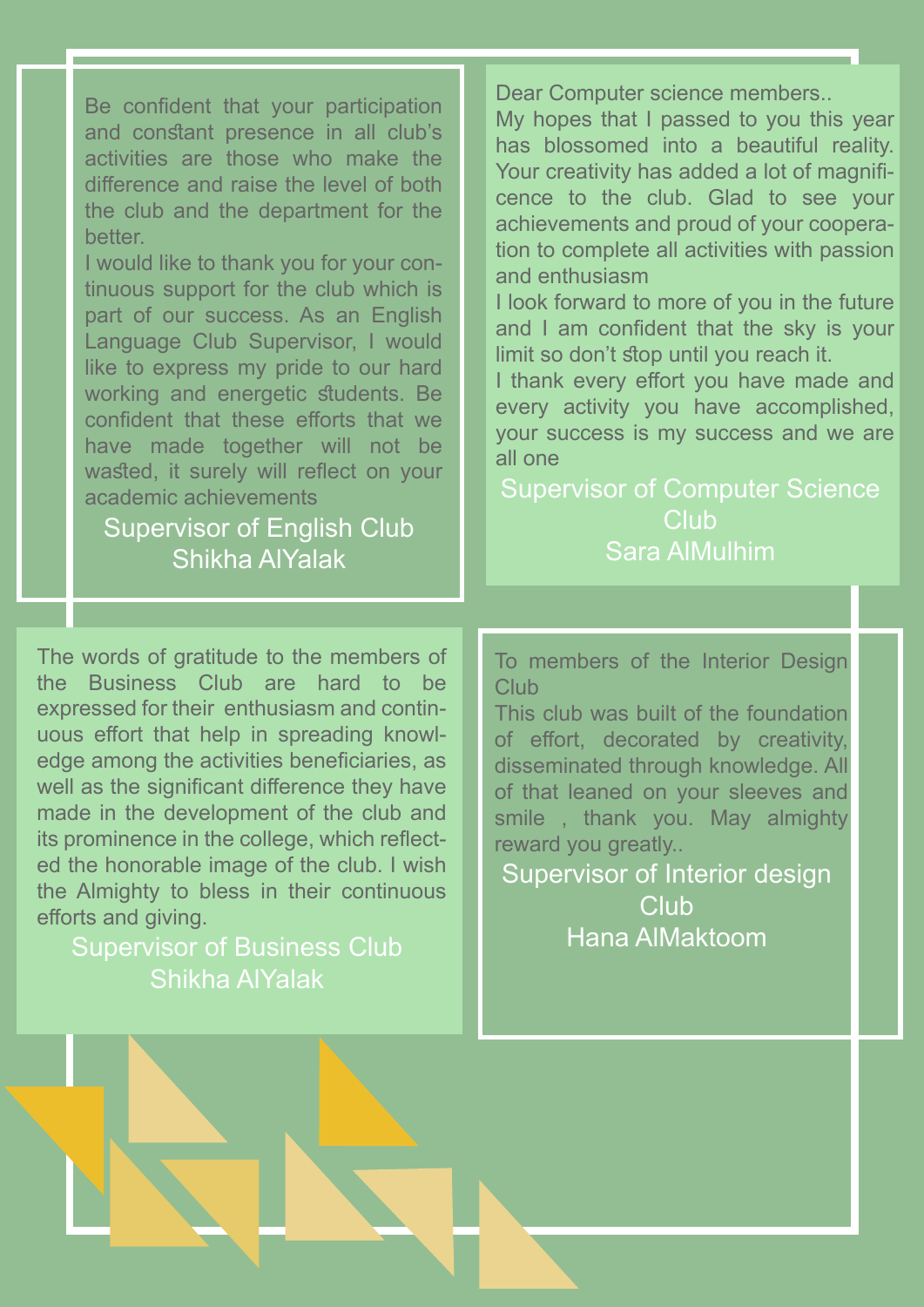Be confident that your participation and constant presence in all club's activities are those who make the difference and raise the level of both the club and the department for the better.

I would like to thank you for your continuous support for the club which is part of our success. As an English Language Club Supervisor, I would like to express my pride to our hard working and energetic students. Be confident that these efforts that we have made together will not be wasted, it surely will reflect on your academic achievements

Supervisor of English Club
Shikha AlYalak

Dear Computer science members..

My hopes that I passed to you this year has blossomed into a beautiful reality. Your creativity has added a lot of magnificence to the club. Glad to see your achievements and proud of your cooperation to complete all activities with passion and enthusiasm

I look forward to more of you in the future and I am confident that the sky is your limit so don't stop until you reach it.

I thank every effort you have made and every activity you have accomplished, your success is my success and we are all one

Supervisor of Computer Science Club
Sara AlMulhim

The words of gratitude to the members of the Business Club are hard to be expressed for their enthusiasm and continuous effort that help in spreading knowledge among the activities beneficiaries, as well as the significant difference they have made in the development of the club and its prominence in the college, which reflected the honorable image of the club. I wish the Almighty to bless in their continuous efforts and giving.

Supervisor of Business Club
Shikha AlYalak

To members of the Interior Design Club

This club was built of the foundation of effort, decorated by creativity, disseminated through knowledge. All of that leaned on your sleeves and smile , thank you. May almighty reward you greatly..

Supervisor of Interior design Club
Hana AlMaktoom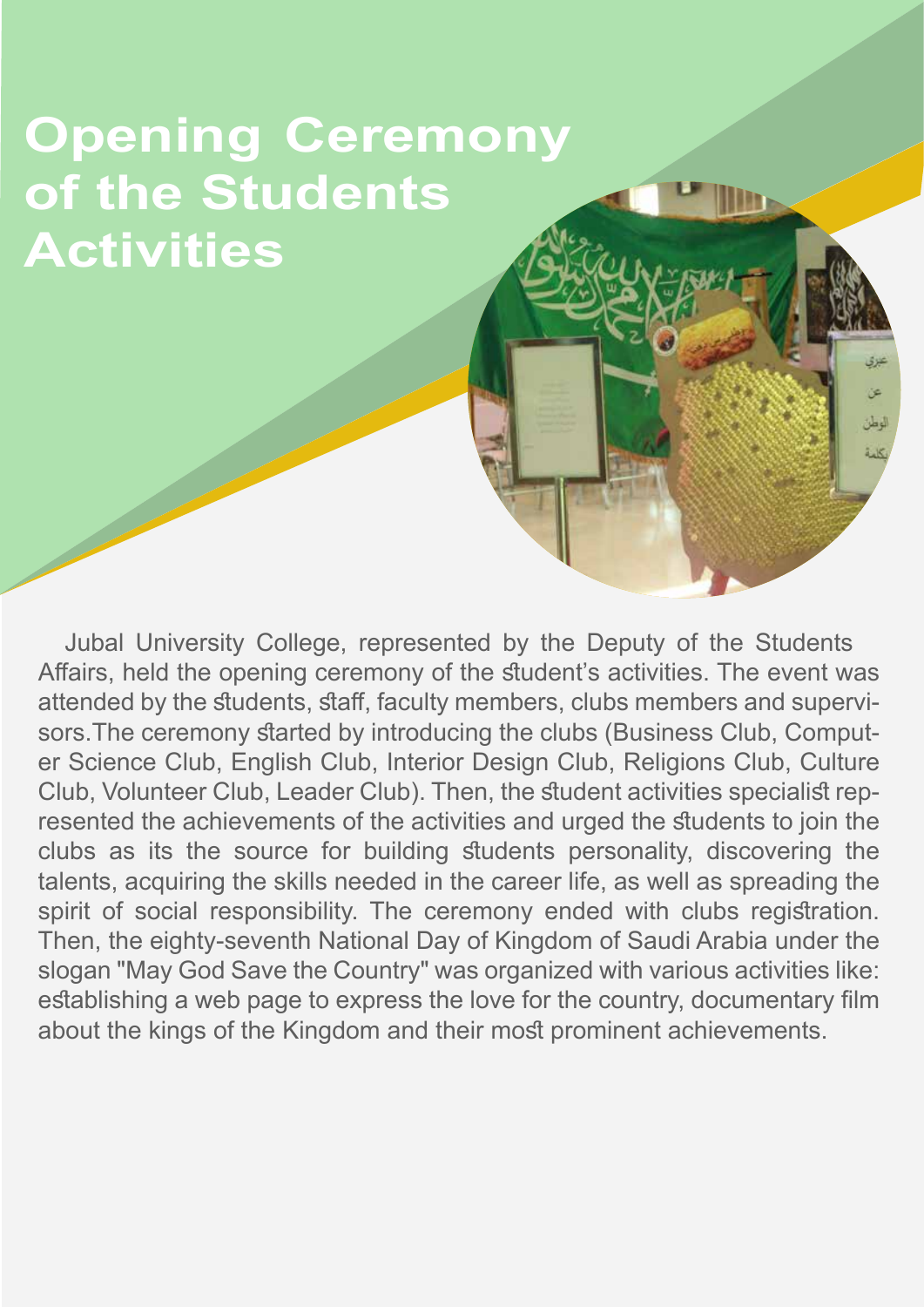# Opening Ceremony of the Students Activities

Jubal University College, represented by the Deputy of the Students Affairs, held the opening ceremony of the student's activities. The event was attended by the students, staff, faculty members, clubs members and supervisors.The ceremony started by introducing the clubs (Business Club, Computer Science Club, English Club, Interior Design Club, Religions Club, Culture Club, Volunteer Club, Leader Club). Then, the student activities specialist represented the achievements of the activities and urged the students to join the clubs as its the source for building students personality, discovering the talents, acquiring the skills needed in the career life, as well as spreading the spirit of social responsibility. The ceremony ended with clubs registration. Then, the eighty-seventh National Day of Kingdom of Saudi Arabia under the slogan "May God Save the Country" was organized with various activities like: establishing a web page to express the love for the country, documentary film about the kings of the Kingdom and their most prominent achievements.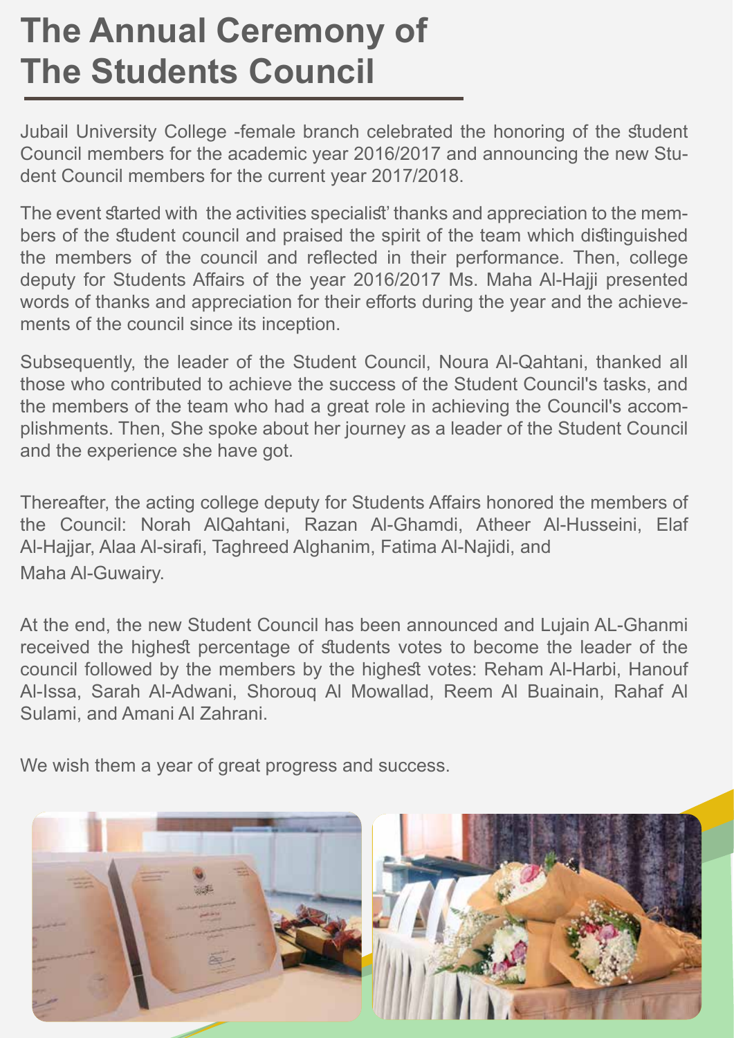# The Annual Ceremony of The Students Council

Jubail University College -female branch celebrated the honoring of the student Council members for the academic year 2016/2017 and announcing the new Student Council members for the current year 2017/2018.

The event started with the activities specialist' thanks and appreciation to the members of the student council and praised the spirit of the team which distinguished the members of the council and reflected in their performance. Then, college deputy for Students Affairs of the year 2016/2017 Ms. Maha Al-Hajji presented words of thanks and appreciation for their efforts during the year and the achievements of the council since its inception.

Subsequently, the leader of the Student Council, Noura Al-Qahtani, thanked all those who contributed to achieve the success of the Student Council's tasks, and the members of the team who had a great role in achieving the Council's accomplishments. Then, She spoke about her journey as a leader of the Student Council and the experience she have got.

Thereafter, the acting college deputy for Students Affairs honored the members of the Council: Norah AlQahtani, Razan Al-Ghamdi, Atheer Al-Husseini, Elaf Al-Hajjar, Alaa Al-sirafi, Taghreed Alghanim, Fatima Al-Najidi, and Maha Al-Guwairy.

At the end, the new Student Council has been announced and Lujain AL-Ghanmi received the highest percentage of students votes to become the leader of the council followed by the members by the highest votes: Reham Al-Harbi, Hanouf Al-Issa, Sarah Al-Adwani, Shorouq Al Mowallad, Reem Al Buainain, Rahaf Al Sulami, and Amani Al Zahrani.

We wish them a year of great progress and success.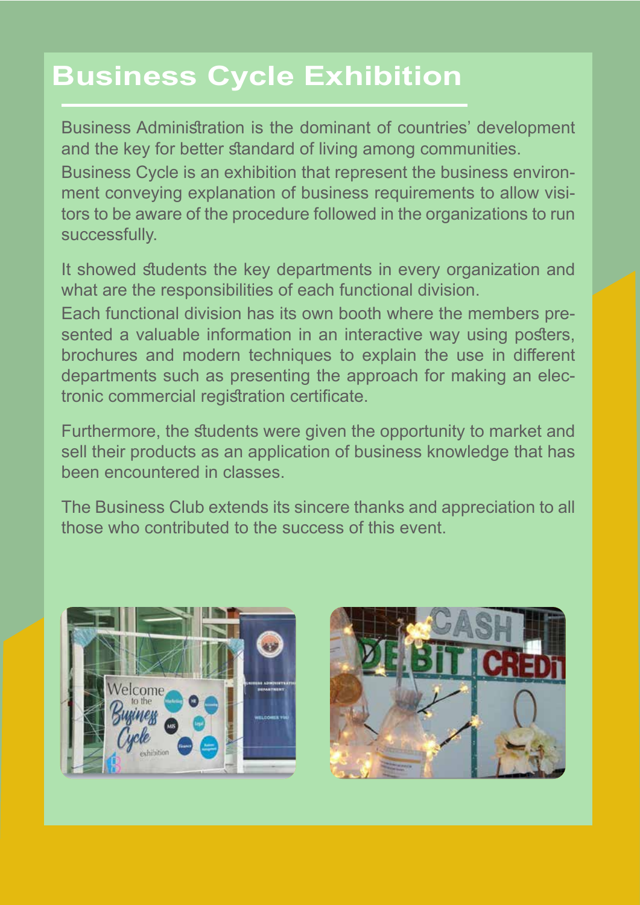# Business Cycle Exhibition

Business Administration is the dominant of countries' development and the key for better standard of living among communities.

Business Cycle is an exhibition that represent the business environment conveying explanation of business requirements to allow visitors to be aware of the procedure followed in the organizations to run successfully.

It showed students the key departments in every organization and what are the responsibilities of each functional division.

Each functional division has its own booth where the members presented a valuable information in an interactive way using posters, brochures and modern techniques to explain the use in different departments such as presenting the approach for making an electronic commercial registration certificate.

Furthermore, the students were given the opportunity to market and sell their products as an application of business knowledge that has been encountered in classes.

The Business Club extends its sincere thanks and appreciation to all those who contributed to the success of this event.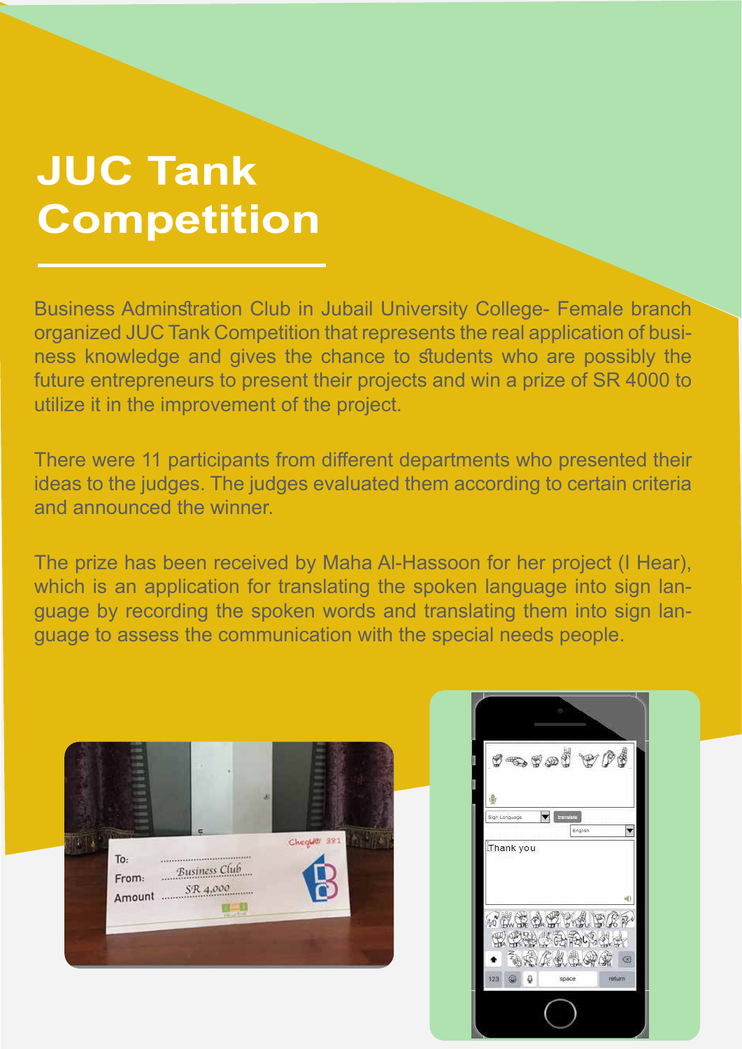# JUC Tank Competition

Business Adminstration Club in Jubail University College- Female branch organized JUC Tank Competition that represents the real application of business knowledge and gives the chance to students who are possibly the future entrepreneurs to present their projects and win a prize of SR 4000 to utilize it in the improvement of the project.

There were 11 participants from different departments who presented their ideas to the judges. The judges evaluated them according to certain criteria and announced the winner.

The prize has been received by Maha Al-Hassoon for her project (I Hear), which is an application for translating the spoken language into sign language by recording the spoken words and translating them into sign language to assess the communication with the special needs people.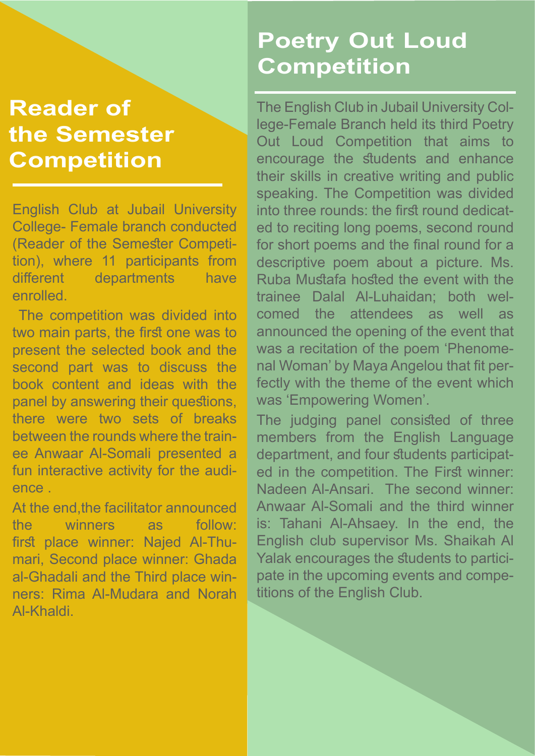## Reader of the Semester Competition

English Club at Jubail University College- Female branch conducted (Reader of the Semester Competition), where 11 participants from different departments have enrolled.

The competition was divided into two main parts, the first one was to present the selected book and the second part was to discuss the book content and ideas with the panel by answering their questions, there were two sets of breaks between the rounds where the trainee Anwaar Al-Somali presented a fun interactive activity for the audience .

At the end,the facilitator announced the winners as follow: first place winner: Najed Al-Thumari, Second place winner: Ghada al-Ghadali and the Third place winners: Rima Al-Mudara and Norah Al-Khaldi.

## Poetry Out Loud Competition

The English Club in Jubail University College-Female Branch held its third Poetry Out Loud Competition that aims to encourage the students and enhance their skills in creative writing and public speaking. The Competition was divided into three rounds: the first round dedicated to reciting long poems, second round for short poems and the final round for a descriptive poem about a picture. Ms. Ruba Mustafa hosted the event with the trainee Dalal Al-Luhaidan; both welcomed the attendees as well as announced the opening of the event that was a recitation of the poem 'Phenomenal Woman' by Maya Angelou that fit perfectly with the theme of the event which was 'Empowering Women'.

The judging panel consisted of three members from the English Language department, and four students participated in the competition. The First winner: Nadeen Al-Ansari. The second winner: Anwaar Al-Somali and the third winner is: Tahani Al-Ahsaey. In the end, the English club supervisor Ms. Shaikah Al Yalak encourages the students to participate in the upcoming events and competitions of the English Club.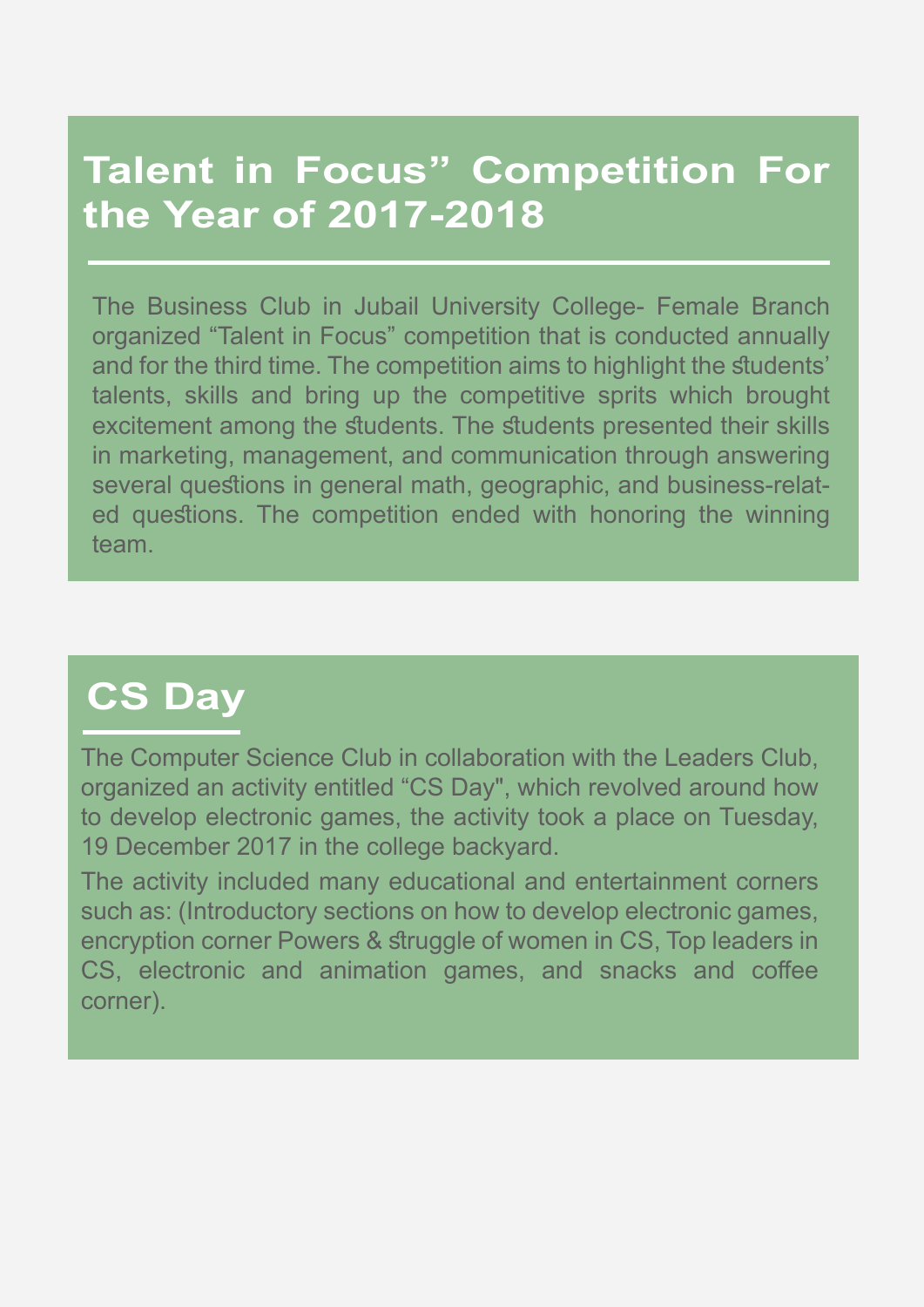## Talent in Focus” Competition For the Year of 2017-2018

The Business Club in Jubail University College- Female Branch organized “Talent in Focus” competition that is conducted annually and for the third time. The competition aims to highlight the students’ talents, skills and bring up the competitive sprits which brought excitement among the students. The students presented their skills in marketing, management, and communication through answering several questions in general math, geographic, and business-related questions. The competition ended with honoring the winning team.

## CS Day

The Computer Science Club in collaboration with the Leaders Club, organized an activity entitled “CS Day", which revolved around how to develop electronic games, the activity took a place on Tuesday, 19 December 2017 in the college backyard.

The activity included many educational and entertainment corners such as: (Introductory sections on how to develop electronic games, encryption corner Powers & struggle of women in CS, Top leaders in CS, electronic and animation games, and snacks and coffee corner).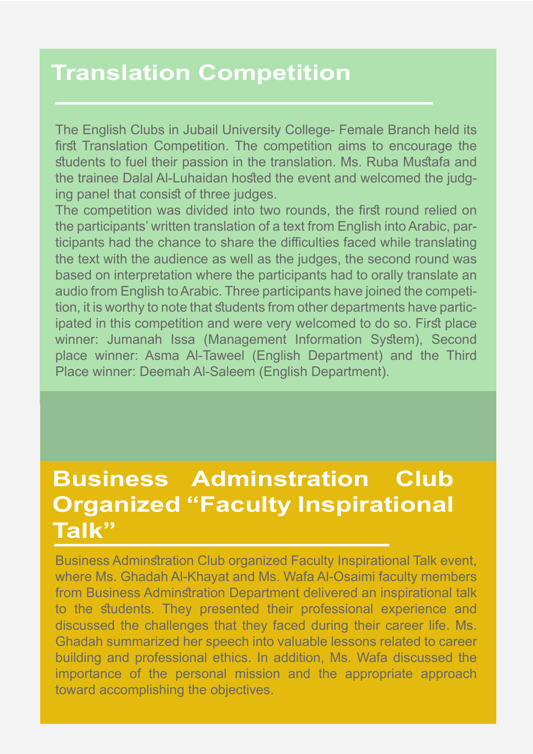## Translation Competition

The English Clubs in Jubail University College- Female Branch held its first Translation Competition. The competition aims to encourage the students to fuel their passion in the translation. Ms. Ruba Mustafa and the trainee Dalal Al-Luhaidan hosted the event and welcomed the judging panel that consist of three judges.

The competition was divided into two rounds, the first round relied on the participants' written translation of a text from English into Arabic, participants had the chance to share the difficulties faced while translating the text with the audience as well as the judges, the second round was based on interpretation where the participants had to orally translate an audio from English to Arabic. Three participants have joined the competition, it is worthy to note that students from other departments have participated in this competition and were very welcomed to do so. First place winner: Jumanah Issa (Management Information System), Second place winner: Asma Al-Taweel (English Department) and the Third Place winner: Deemah Al-Saleem (English Department).

## Business Adminstration Club Organized "Faculty Inspirational Talk"

Business Adminstration Club organized Faculty Inspirational Talk event, where Ms. Ghadah Al-Khayat and Ms. Wafa Al-Osaimi faculty members from Business Adminstration Department delivered an inspirational talk to the students. They presented their professional experience and discussed the challenges that they faced during their career life. Ms. Ghadah summarized her speech into valuable lessons related to career building and professional ethics. In addition, Ms. Wafa discussed the importance of the personal mission and the appropriate approach toward accomplishing the objectives.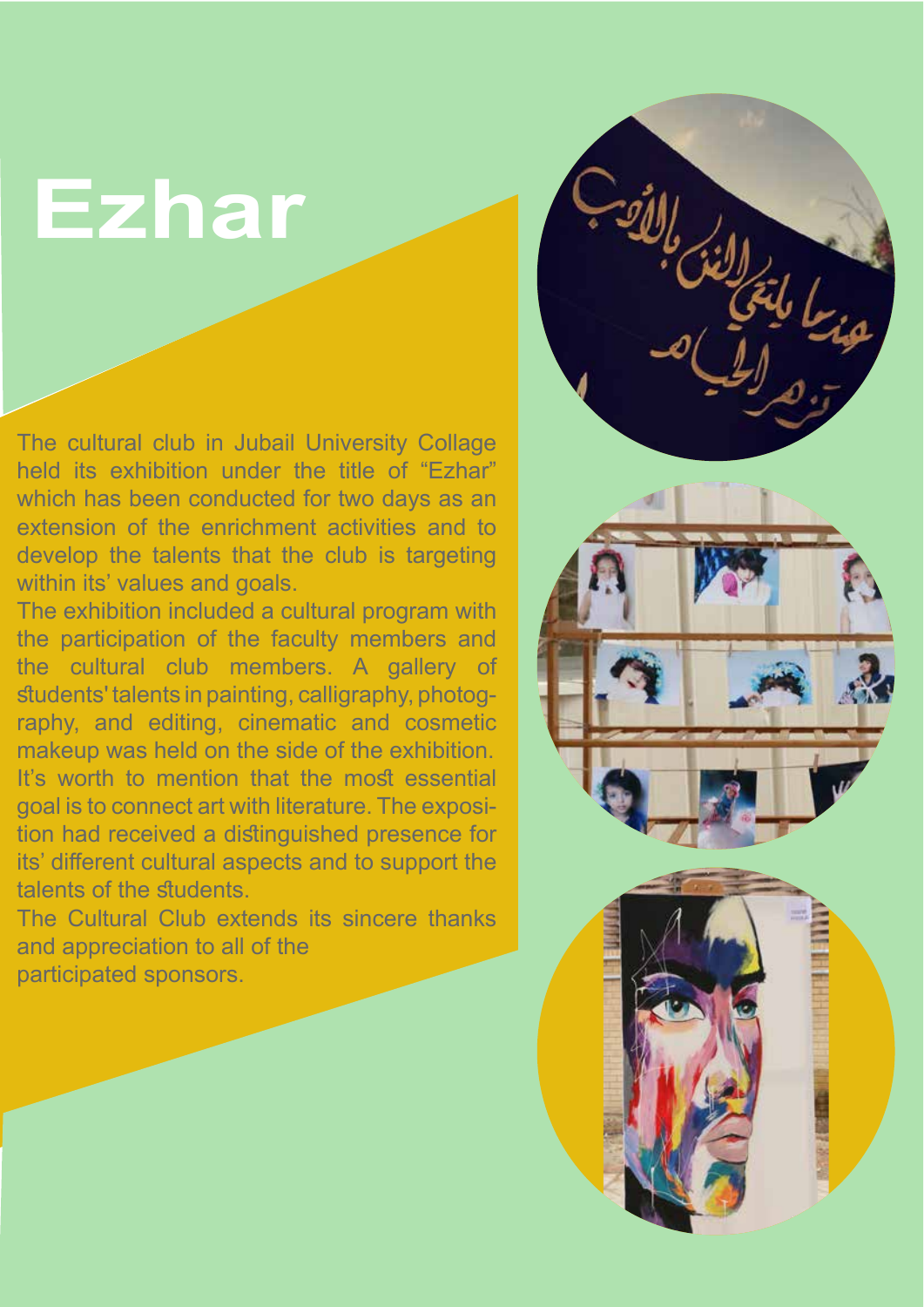# Ezhar

The cultural club in Jubail University Collage held its exhibition under the title of "Ezhar" which has been conducted for two days as an extension of the enrichment activities and to develop the talents that the club is targeting within its' values and goals.

The exhibition included a cultural program with the participation of the faculty members and the cultural club members. A gallery of students' talents in painting, calligraphy, photography, and editing, cinematic and cosmetic makeup was held on the side of the exhibition. It's worth to mention that the most essential goal is to connect art with literature. The exposition had received a distinguished presence for its' different cultural aspects and to support the talents of the students.

The Cultural Club extends its sincere thanks and appreciation to all of the participated sponsors.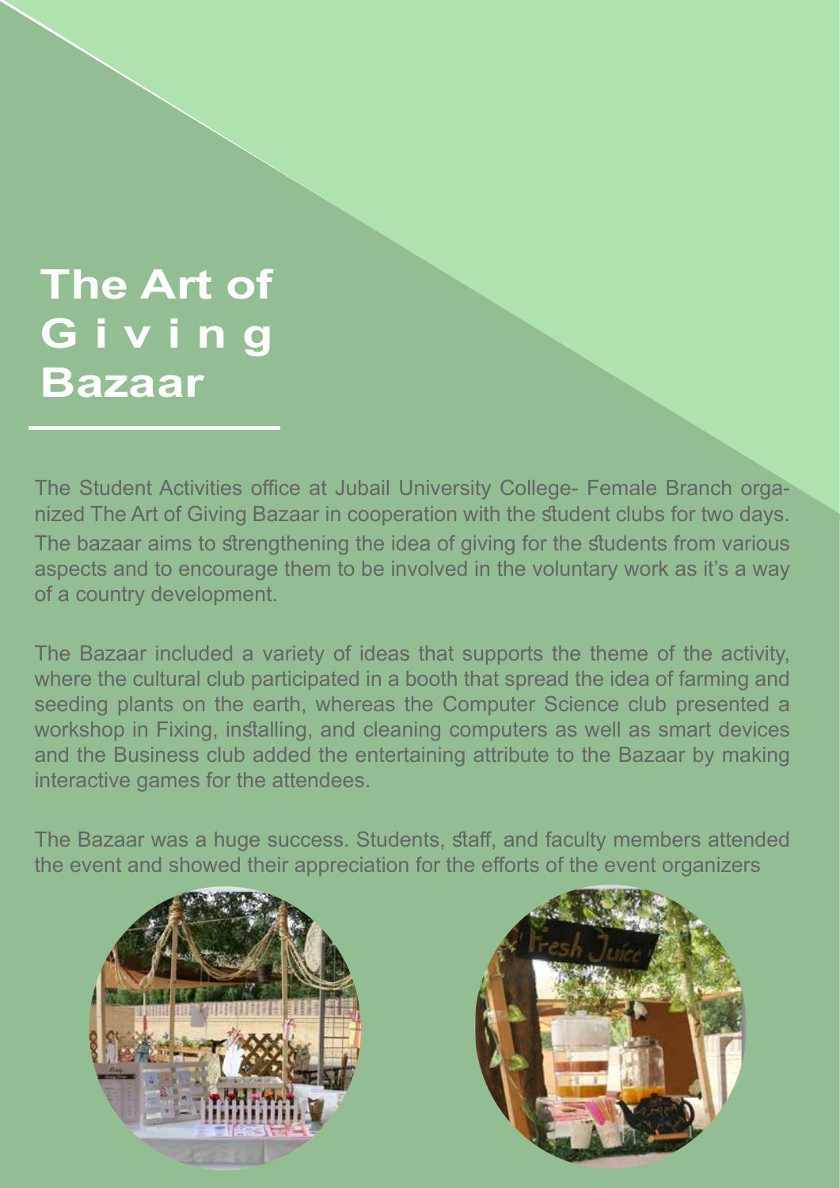# The Art of Giving Bazaar

The Student Activities office at Jubail University College- Female Branch organized The Art of Giving Bazaar in cooperation with the student clubs for two days. The bazaar aims to strengthening the idea of giving for the students from various aspects and to encourage them to be involved in the voluntary work as it's a way of a country development.

The Bazaar included a variety of ideas that supports the theme of the activity, where the cultural club participated in a booth that spread the idea of farming and seeding plants on the earth, whereas the Computer Science club presented a workshop in Fixing, installing, and cleaning computers as well as smart devices and the Business club added the entertaining attribute to the Bazaar by making interactive games for the attendees.

The Bazaar was a huge success. Students, staff, and faculty members attended the event and showed their appreciation for the efforts of the event organizers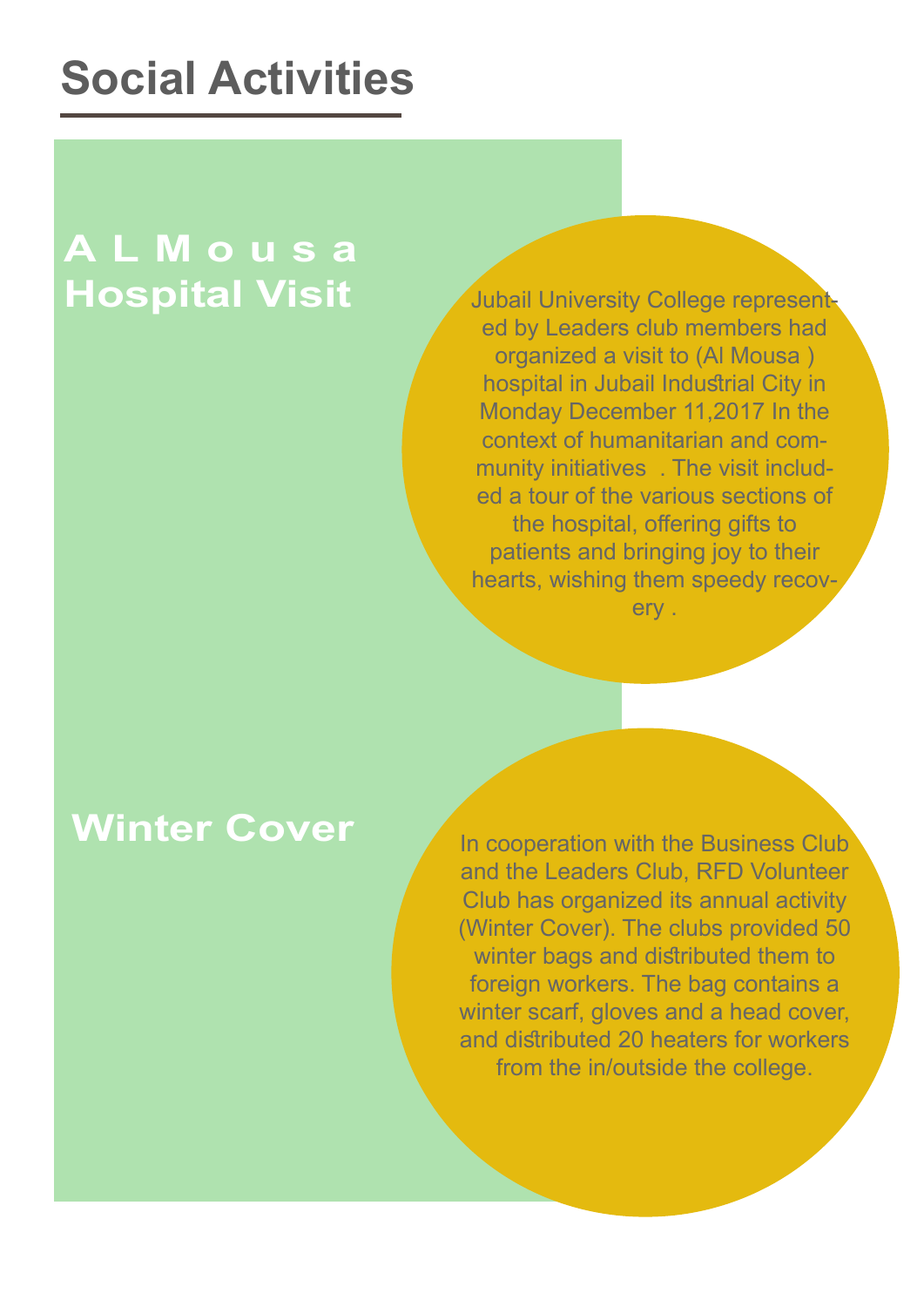# Social Activities

## A L M o u s a Hospital Visit

Jubail University College represented by Leaders club members had organized a visit to (Al Mousa ) hospital in Jubail Industrial City in Monday December 11,2017 In the context of humanitarian and community initiatives . The visit included a tour of the various sections of the hospital, offering gifts to patients and bringing joy to their hearts, wishing them speedy recovery .

## Winter Cover

In cooperation with the Business Club and the Leaders Club, RFD Volunteer Club has organized its annual activity (Winter Cover). The clubs provided 50 winter bags and distributed them to foreign workers. The bag contains a winter scarf, gloves and a head cover, and distributed 20 heaters for workers from the in/outside the college.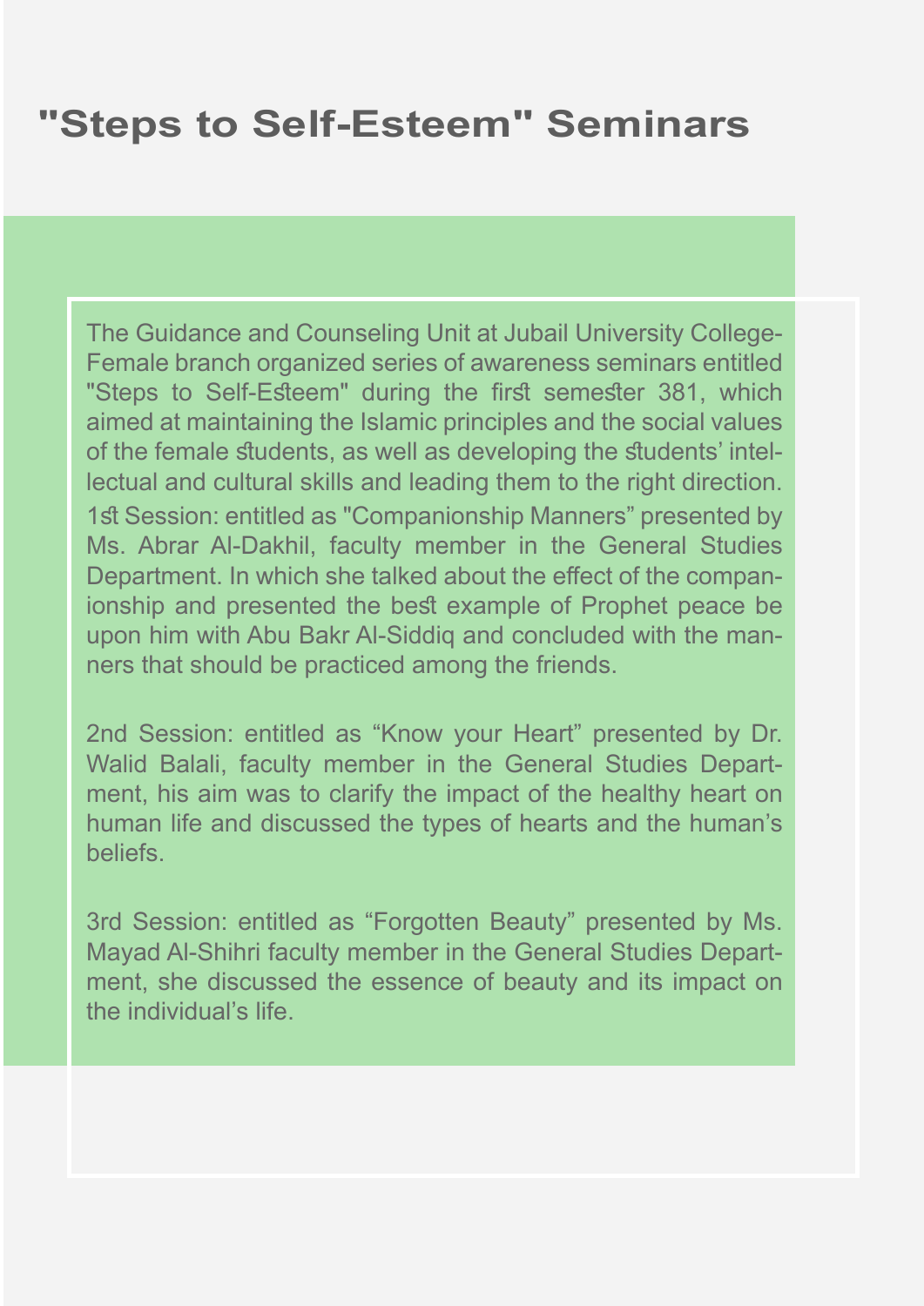# "Steps to Self-Esteem" Seminars

The Guidance and Counseling Unit at Jubail University College-Female branch organized series of awareness seminars entitled "Steps to Self-Esteem" during the first semester 381, which aimed at maintaining the Islamic principles and the social values of the female students, as well as developing the students' intellectual and cultural skills and leading them to the right direction.

1st Session: entitled as "Companionship Manners" presented by Ms. Abrar Al-Dakhil, faculty member in the General Studies Department. In which she talked about the effect of the companionship and presented the best example of Prophet peace be upon him with Abu Bakr Al-Siddiq and concluded with the manners that should be practiced among the friends.

2nd Session: entitled as "Know your Heart" presented by Dr. Walid Balali, faculty member in the General Studies Department, his aim was to clarify the impact of the healthy heart on human life and discussed the types of hearts and the human's beliefs.

3rd Session: entitled as "Forgotten Beauty" presented by Ms. Mayad Al-Shihri faculty member in the General Studies Department, she discussed the essence of beauty and its impact on the individual's life.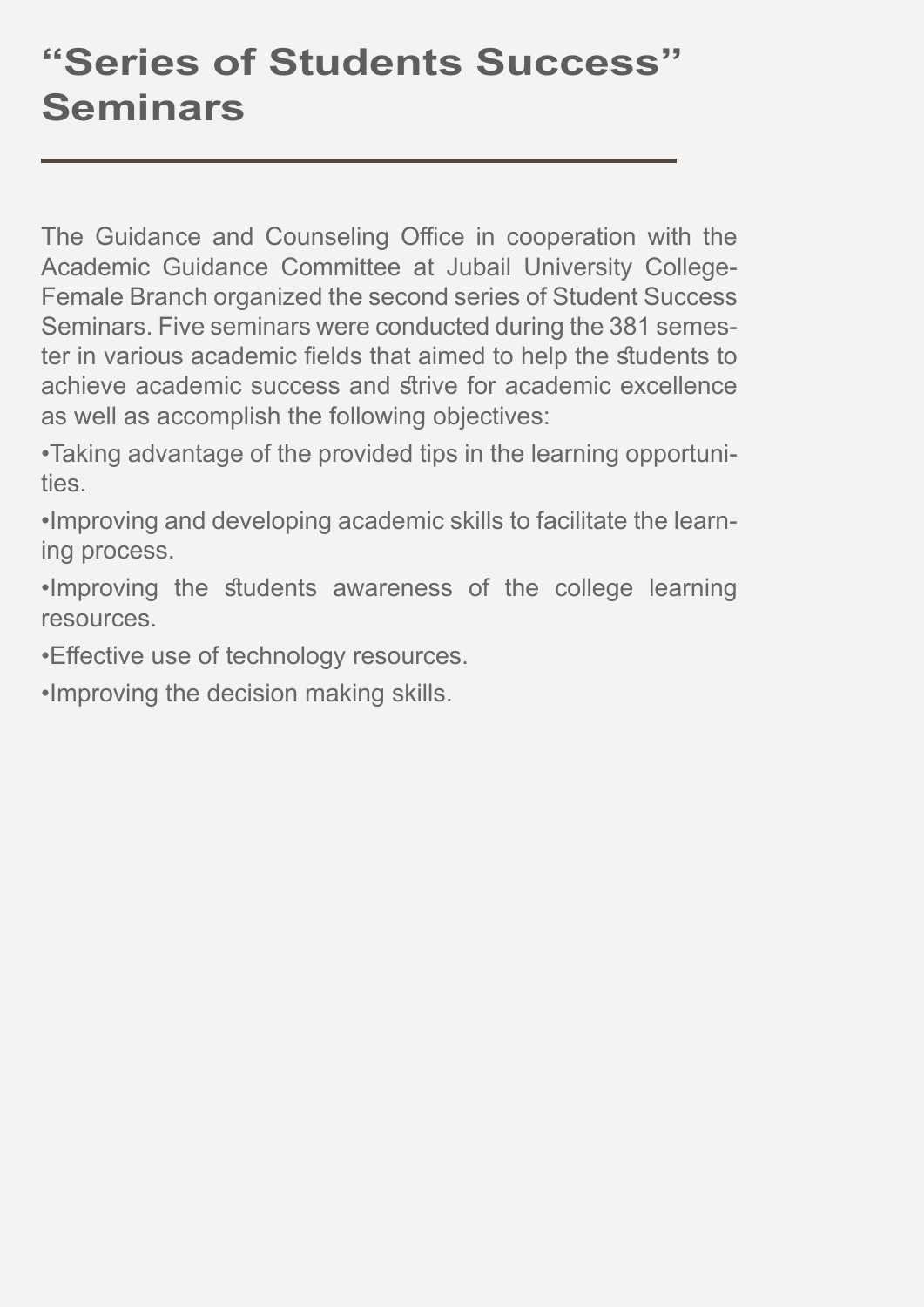# "Series of Students Success" Seminars

The Guidance and Counseling Office in cooperation with the Academic Guidance Committee at Jubail University College-Female Branch organized the second series of Student Success Seminars. Five seminars were conducted during the 381 semester in various academic fields that aimed to help the students to achieve academic success and strive for academic excellence as well as accomplish the following objectives:

•Taking advantage of the provided tips in the learning opportunities.

•Improving and developing academic skills to facilitate the learning process.

•Improving the students awareness of the college learning resources.

•Effective use of technology resources.

•Improving the decision making skills.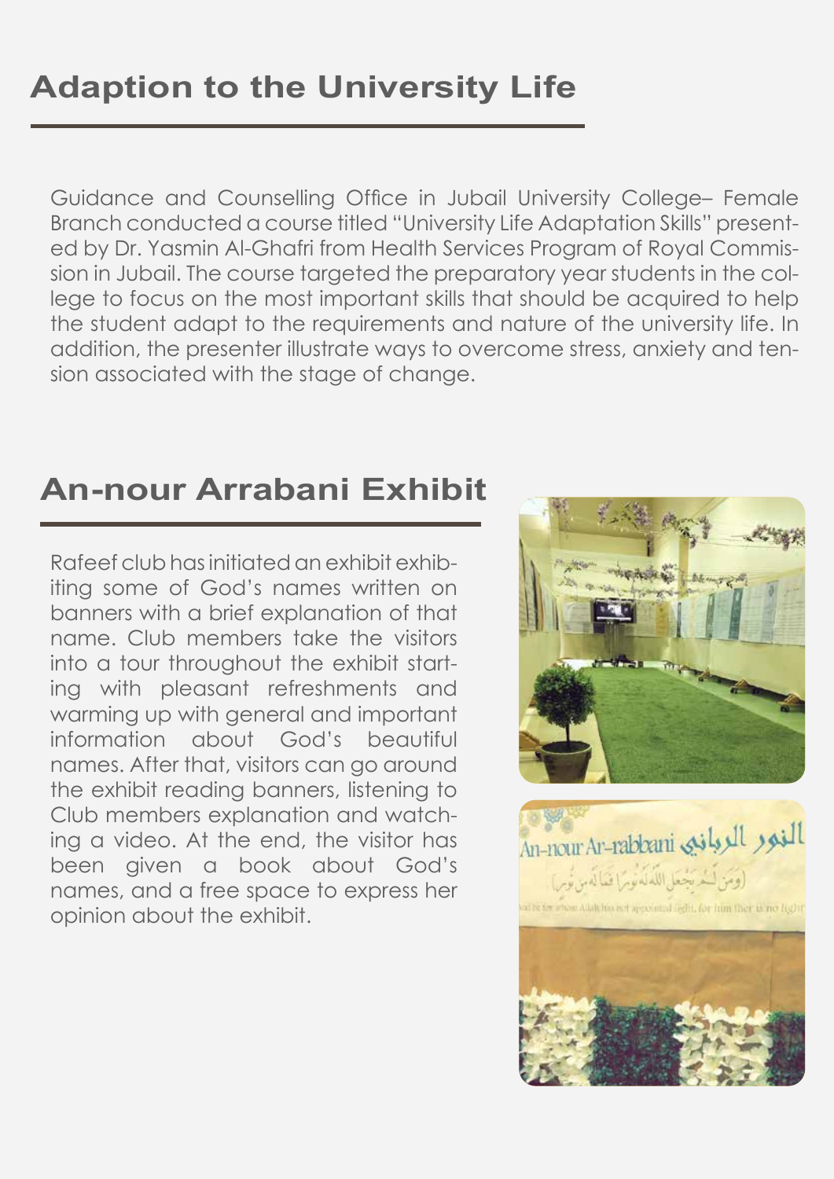## Adaption to the University Life

Guidance and Counselling Office in Jubail University College– Female Branch conducted a course titled "University Life Adaptation Skills" presented by Dr. Yasmin Al-Ghafri from Health Services Program of Royal Commission in Jubail. The course targeted the preparatory year students in the college to focus on the most important skills that should be acquired to help the student adapt to the requirements and nature of the university life. In addition, the presenter illustrate ways to overcome stress, anxiety and tension associated with the stage of change.

## An-nour Arrabani Exhibit

Rafeef club has initiated an exhibit exhibiting some of God's names written on banners with a brief explanation of that name. Club members take the visitors into a tour throughout the exhibit starting with pleasant refreshments and warming up with general and important information about God's beautiful names. After that, visitors can go around the exhibit reading banners, listening to Club members explanation and watching a video. At the end, the visitor has been given a book about God's names, and a free space to express her opinion about the exhibit.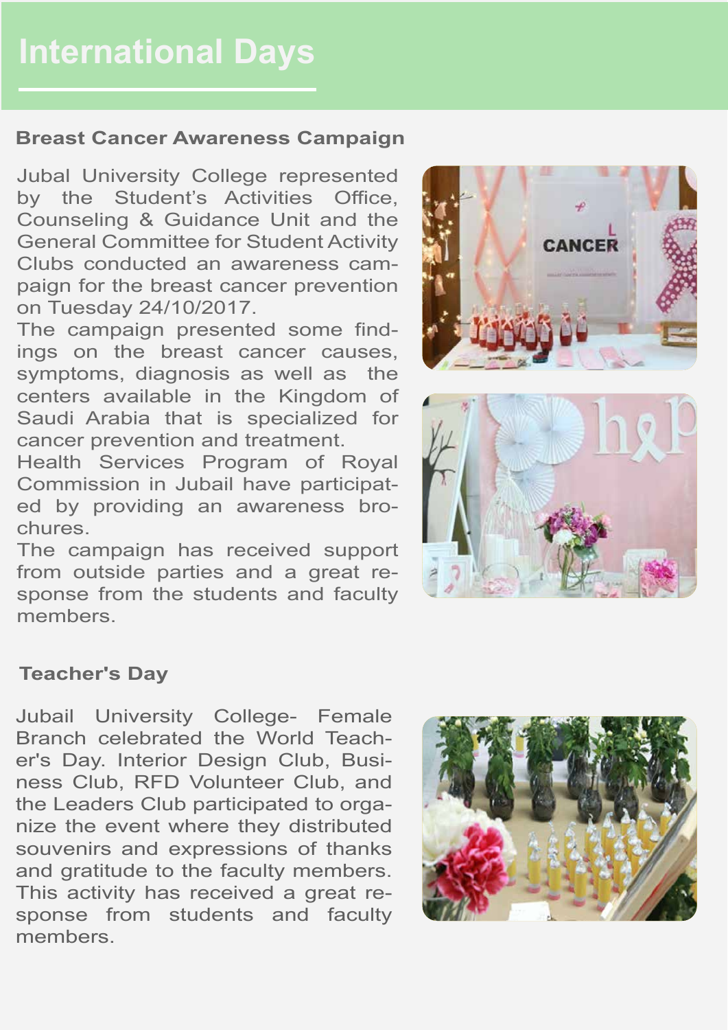# International Days

## Breast Cancer Awareness Campaign

Jubal University College represented by the Student's Activities Office, Counseling & Guidance Unit and the General Committee for Student Activity Clubs conducted an awareness campaign for the breast cancer prevention on Tuesday 24/10/2017.

The campaign presented some findings on the breast cancer causes, symptoms, diagnosis as well as the centers available in the Kingdom of Saudi Arabia that is specialized for cancer prevention and treatment.

Health Services Program of Royal Commission in Jubail have participated by providing an awareness brochures.

The campaign has received support from outside parties and a great response from the students and faculty members.

## Teacher's Day

Jubail University College- Female Branch celebrated the World Teacher's Day. Interior Design Club, Business Club, RFD Volunteer Club, and the Leaders Club participated to organize the event where they distributed souvenirs and expressions of thanks and gratitude to the faculty members. This activity has received a great response from students and faculty members.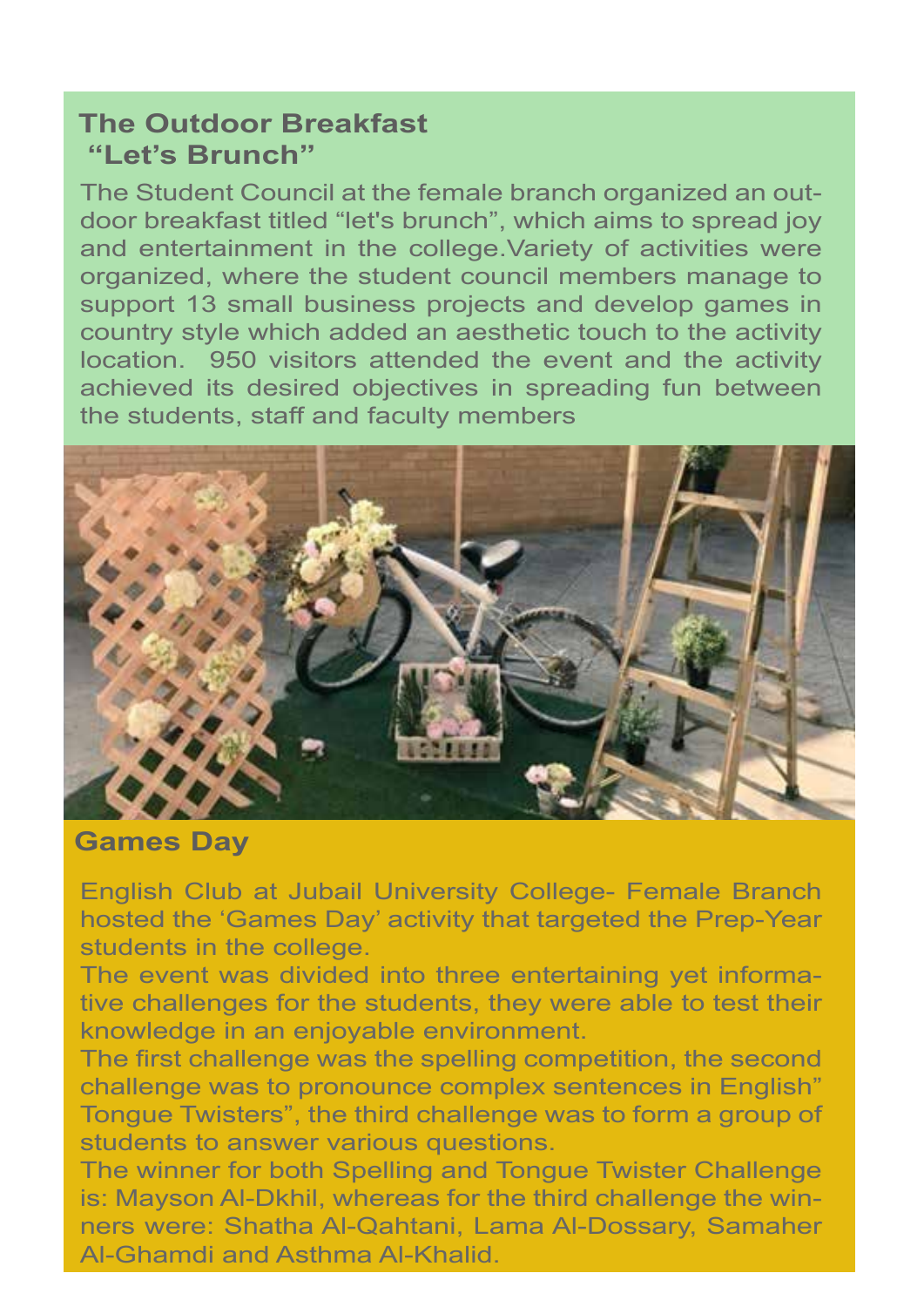## The Outdoor Breakfast
## "Let's Brunch"

The Student Council at the female branch organized an outdoor breakfast titled "let's brunch", which aims to spread joy and entertainment in the college.Variety of activities were organized, where the student council members manage to support 13 small business projects and develop games in country style which added an aesthetic touch to the activity location. 950 visitors attended the event and the activity achieved its desired objectives in spreading fun between the students, staff and faculty members

## Games Day

English Club at Jubail University College- Female Branch hosted the 'Games Day' activity that targeted the Prep-Year students in the college.

The event was divided into three entertaining yet informative challenges for the students, they were able to test their knowledge in an enjoyable environment.

The first challenge was the spelling competition, the second challenge was to pronounce complex sentences in English" Tongue Twisters", the third challenge was to form a group of students to answer various questions.

The winner for both Spelling and Tongue Twister Challenge is: Mayson Al-Dkhil, whereas for the third challenge the winners were: Shatha Al-Qahtani, Lama Al-Dossary, Samaher Al-Ghamdi and Asthma Al-Khalid.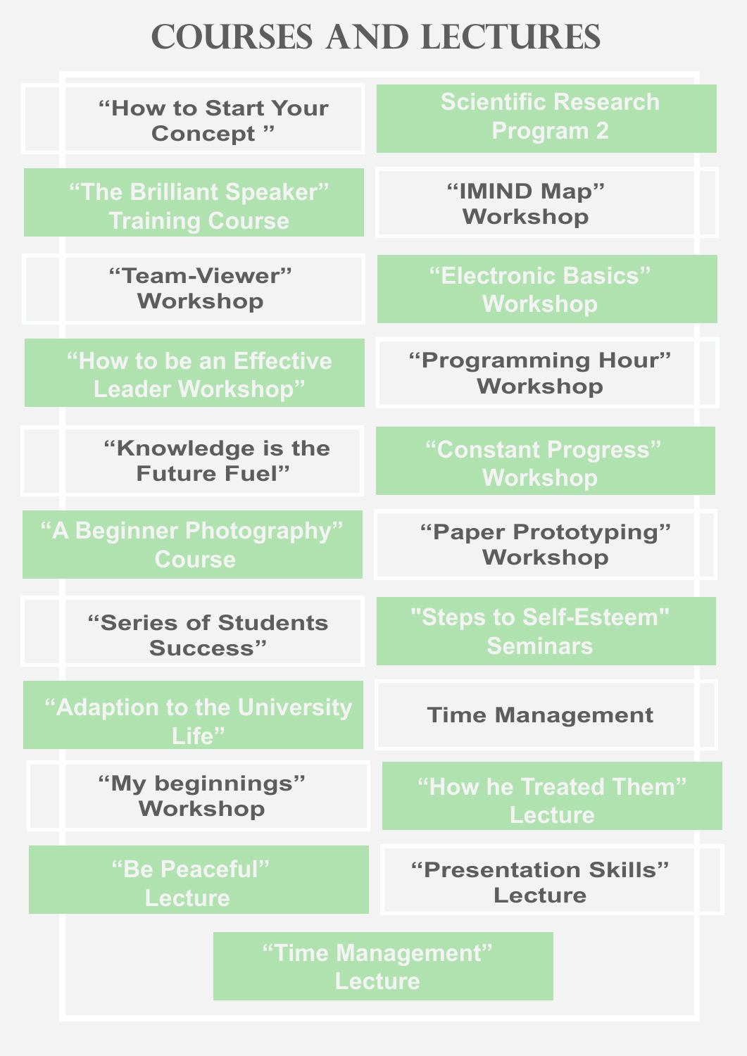# COURSES AND LECTURES

- “How to Start Your Concept ”
- Scientific Research Program 2
- “The Brilliant Speaker” Training Course
- “IMIND Map” Workshop
- “Team-Viewer” Workshop
- “Electronic Basics” Workshop
- “How to be an Effective Leader Workshop”
- “Programming Hour” Workshop
- “Knowledge is the Future Fuel”
- “Constant Progress” Workshop
- “A Beginner Photography” Course
- “Paper Prototyping” Workshop
- “Series of Students Success”
- "Steps to Self-Esteem" Seminars
- “Adaption to the University Life”
- Time Management
- “My beginnings” Workshop
- “How he Treated Them” Lecture
- “Be Peaceful” Lecture
- “Presentation Skills” Lecture
- “Time Management” Lecture